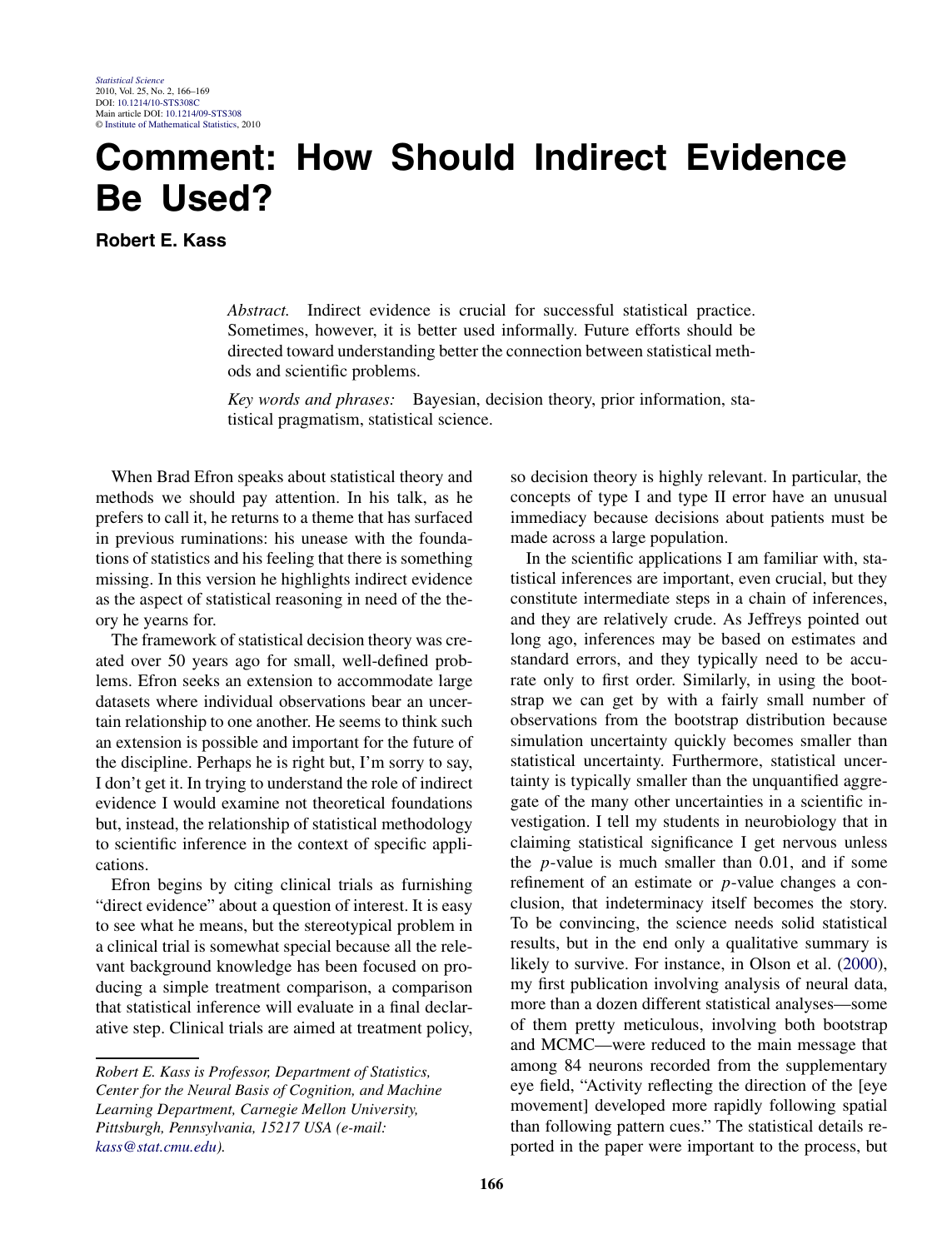# Comment: How Should Indirect Evidence Be Used?

**Robert E. Kass**

*Abstract.* Indirect evidence is crucial for successful statistical practice. Sometimes, however, it is better used informally. Future efforts should be directed toward understanding better the connection between statistical methods and scientific problems.

*Key words and phrases:* Bayesian, decision theory, prior information, statistical pragmatism, statistical science.

When Brad Efron speaks about statistical theory and methods we should pay attention. In his talk, as he prefers to call it, he returns to a theme that has surfaced in previous ruminations: his unease with the foundations of statistics and his feeling that there is something missing. In this version he highlights indirect evidence as the aspect of statistical reasoning in need of the theory he yearns for.

The framework of statistical decision theory was created over 50 years ago for small, well-defined problems. Efron seeks an extension to accommodate large datasets where individual observations bear an uncertain relationship to one another. He seems to think such an extension is possible and important for the future of the discipline. Perhaps he is right but, I'm sorry to say, I don't get it. In trying to understand the role of indirect evidence I would examine not theoretical foundations but, instead, the relationship of statistical methodology to scientific inference in the context of specific applications.

Efron begins by citing clinical trials as furnishing "direct evidence" about a question of interest. It is easy to see what he means, but the stereotypical problem in a clinical trial is somewhat special because all the relevant background knowledge has been focused on producing a simple treatment comparison, a comparison that statistical inference will evaluate in a final declarative step. Clinical trials are aimed at treatment policy, so decision theory is highly relevant. In particular, the concepts of type I and type II error have an unusual immediacy because decisions about patients must be made across a large population.

In the scientific applications I am familiar with, statistical inferences are important, even crucial, but they constitute intermediate steps in a chain of inferences, and they are relatively crude. As Jeffreys pointed out long ago, inferences may be based on estimates and standard errors, and they typically need to be accurate only to first order. Similarly, in using the bootstrap we can get by with a fairly small number of observations from the bootstrap distribution because simulation uncertainty quickly becomes smaller than statistical uncertainty. Furthermore, statistical uncertainty is typically smaller than the unquantified aggregate of the many other uncertainties in a scientific investigation. I tell my students in neurobiology that in claiming statistical significance I get nervous unless the $p$-value is much smaller than 0.01, and if some refinement of an estimate or $p$-value changes a conclusion, that indeterminacy itself becomes the story. To be convincing, the science needs solid statistical results, but in the end only a qualitative summary is likely to survive. For instance, in Olson et al. (2000), my first publication involving analysis of neural data, more than a dozen different statistical analyses—some of them pretty meticulous, involving both bootstrap and MCMC—were reduced to the main message that among 84 neurons recorded from the supplementary eye field, "Activity reflecting the direction of the [eye movement] developed more rapidly following spatial than following pattern cues." The statistical details reported in the paper were important to the process, but

*Robert E. Kass is Professor, Department of Statistics, Center for the Neural Basis of Cognition, and Machine Learning Department, Carnegie Mellon University, Pittsburgh, Pennsylvania, 15217 USA (e-mail: kass@stat.cmu.edu).*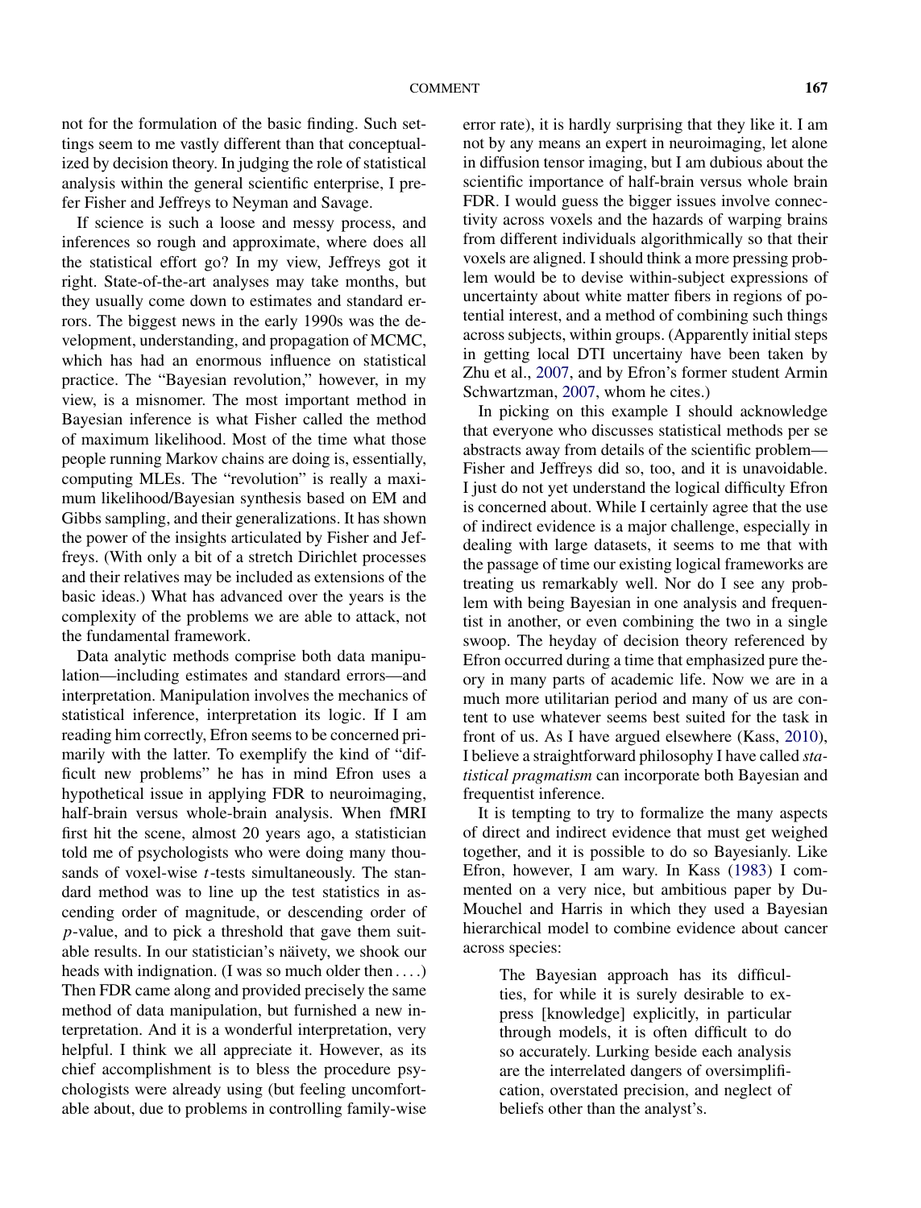not for the formulation of the basic finding. Such settings seem to me vastly different than that conceptualized by decision theory. In judging the role of statistical analysis within the general scientific enterprise, I prefer Fisher and Jeffreys to Neyman and Savage.

If science is such a loose and messy process, and inferences so rough and approximate, where does all the statistical effort go? In my view, Jeffreys got it right. State-of-the-art analyses may take months, but they usually come down to estimates and standard errors. The biggest news in the early 1990s was the development, understanding, and propagation of MCMC, which has had an enormous influence on statistical practice. The "Bayesian revolution," however, in my view, is a misnomer. The most important method in Bayesian inference is what Fisher called the method of maximum likelihood. Most of the time what those people running Markov chains are doing is, essentially, computing MLEs. The "revolution" is really a maximum likelihood/Bayesian synthesis based on EM and Gibbs sampling, and their generalizations. It has shown the power of the insights articulated by Fisher and Jeffreys. (With only a bit of a stretch Dirichlet processes and their relatives may be included as extensions of the basic ideas.) What has advanced over the years is the complexity of the problems we are able to attack, not the fundamental framework.

Data analytic methods comprise both data manipulation—including estimates and standard errors—and interpretation. Manipulation involves the mechanics of statistical inference, interpretation its logic. If I am reading him correctly, Efron seems to be concerned primarily with the latter. To exemplify the kind of "difficult new problems" he has in mind Efron uses a hypothetical issue in applying FDR to neuroimaging, half-brain versus whole-brain analysis. When fMRI first hit the scene, almost 20 years ago, a statistician told me of psychologists who were doing many thousands of voxel-wise $t$-tests simultaneously. The standard method was to line up the test statistics in ascending order of magnitude, or descending order of $p$-value, and to pick a threshold that gave them suitable results. In our statistician's näivety, we shook our heads with indignation. (I was so much older then ....) Then FDR came along and provided precisely the same method of data manipulation, but furnished a new interpretation. And it is a wonderful interpretation, very helpful. I think we all appreciate it. However, as its chief accomplishment is to bless the procedure psychologists were already using (but feeling uncomfortable about, due to problems in controlling family-wise error rate), it is hardly surprising that they like it. I am not by any means an expert in neuroimaging, let alone in diffusion tensor imaging, but I am dubious about the scientific importance of half-brain versus whole brain FDR. I would guess the bigger issues involve connectivity across voxels and the hazards of warping brains from different individuals algorithmically so that their voxels are aligned. I should think a more pressing problem would be to devise within-subject expressions of uncertainty about white matter fibers in regions of potential interest, and a method of combining such things across subjects, within groups. (Apparently initial steps in getting local DTI uncertainy have been taken by Zhu et al., 2007, and by Efron's former student Armin Schwartzman, 2007, whom he cites.)

In picking on this example I should acknowledge that everyone who discusses statistical methods per se abstracts away from details of the scientific problem—Fisher and Jeffreys did so, too, and it is unavoidable. I just do not yet understand the logical difficulty Efron is concerned about. While I certainly agree that the use of indirect evidence is a major challenge, especially in dealing with large datasets, it seems to me that with the passage of time our existing logical frameworks are treating us remarkably well. Nor do I see any problem with being Bayesian in one analysis and frequentist in another, or even combining the two in a single swoop. The heyday of decision theory referenced by Efron occurred during a time that emphasized pure theory in many parts of academic life. Now we are in a much more utilitarian period and many of us are content to use whatever seems best suited for the task in front of us. As I have argued elsewhere (Kass, 2010), I believe a straightforward philosophy I have called *statistical pragmatism* can incorporate both Bayesian and frequentist inference.

It is tempting to try to formalize the many aspects of direct and indirect evidence that must get weighed together, and it is possible to do so Bayesianly. Like Efron, however, I am wary. In Kass (1983) I commented on a very nice, but ambitious paper by DuMouchel and Harris in which they used a Bayesian hierarchical model to combine evidence about cancer across species:

> The Bayesian approach has its difficulties, for while it is surely desirable to express [knowledge] explicitly, in particular through models, it is often difficult to do so accurately. Lurking beside each analysis are the interrelated dangers of oversimplification, overstated precision, and neglect of beliefs other than the analyst's.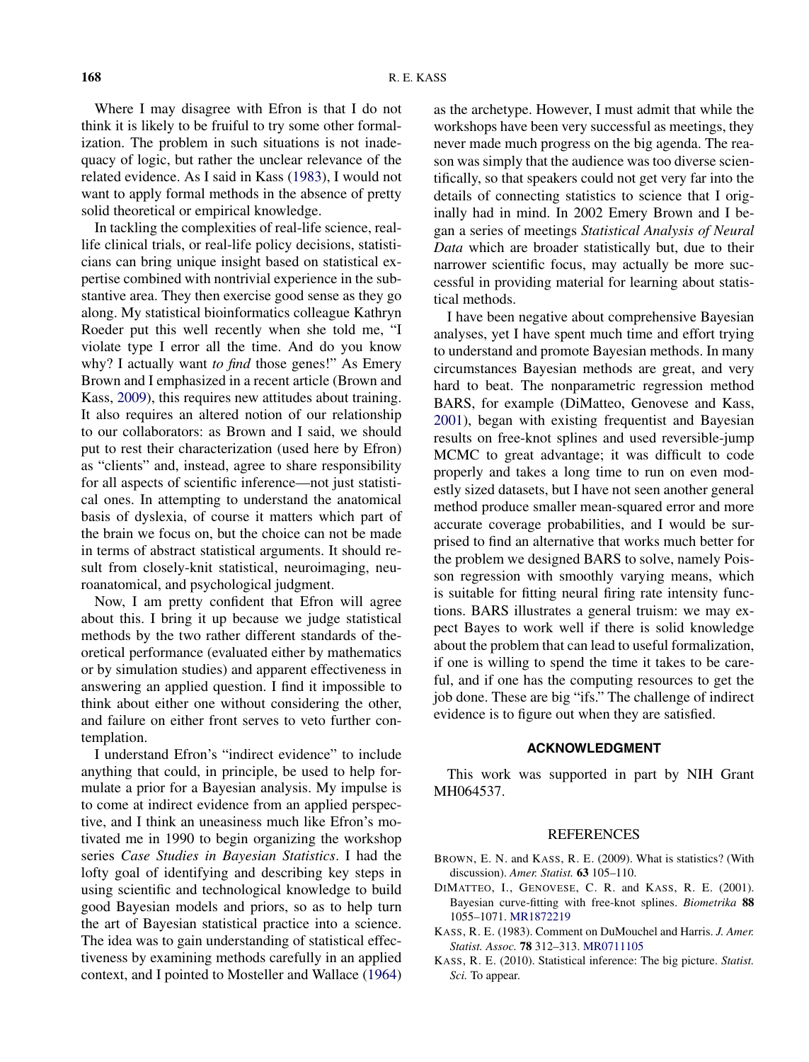Where I may disagree with Efron is that I do not think it is likely to be fruiful to try some other formalization. The problem in such situations is not inadequacy of logic, but rather the unclear relevance of the related evidence. As I said in Kass (1983), I would not want to apply formal methods in the absence of pretty solid theoretical or empirical knowledge.

In tackling the complexities of real-life science, real-life clinical trials, or real-life policy decisions, statisticians can bring unique insight based on statistical expertise combined with nontrivial experience in the substantive area. They then exercise good sense as they go along. My statistical bioinformatics colleague Kathryn Roeder put this well recently when she told me, "I violate type I error all the time. And do you know why? I actually want *to find* those genes!" As Emery Brown and I emphasized in a recent article (Brown and Kass, 2009), this requires new attitudes about training. It also requires an altered notion of our relationship to our collaborators: as Brown and I said, we should put to rest their characterization (used here by Efron) as "clients" and, instead, agree to share responsibility for all aspects of scientific inference—not just statistical ones. In attempting to understand the anatomical basis of dyslexia, of course it matters which part of the brain we focus on, but the choice can not be made in terms of abstract statistical arguments. It should result from closely-knit statistical, neuroimaging, neuroanatomical, and psychological judgment.

Now, I am pretty confident that Efron will agree about this. I bring it up because we judge statistical methods by the two rather different standards of theoretical performance (evaluated either by mathematics or by simulation studies) and apparent effectiveness in answering an applied question. I find it impossible to think about either one without considering the other, and failure on either front serves to veto further contemplation.

I understand Efron's "indirect evidence" to include anything that could, in principle, be used to help formulate a prior for a Bayesian analysis. My impulse is to come at indirect evidence from an applied perspective, and I think an uneasiness much like Efron's motivated me in 1990 to begin organizing the workshop series *Case Studies in Bayesian Statistics*. I had the lofty goal of identifying and describing key steps in using scientific and technological knowledge to build good Bayesian models and priors, so as to help turn the art of Bayesian statistical practice into a science. The idea was to gain understanding of statistical effectiveness by examining methods carefully in an applied context, and I pointed to Mosteller and Wallace (1964) as the archetype. However, I must admit that while the workshops have been very successful as meetings, they never made much progress on the big agenda. The reason was simply that the audience was too diverse scientifically, so that speakers could not get very far into the details of connecting statistics to science that I originally had in mind. In 2002 Emery Brown and I began a series of meetings *Statistical Analysis of Neural Data* which are broader statistically but, due to their narrower scientific focus, may actually be more successful in providing material for learning about statistical methods.

I have been negative about comprehensive Bayesian analyses, yet I have spent much time and effort trying to understand and promote Bayesian methods. In many circumstances Bayesian methods are great, and very hard to beat. The nonparametric regression method BARS, for example (DiMatteo, Genovese and Kass, 2001), began with existing frequentist and Bayesian results on free-knot splines and used reversible-jump MCMC to great advantage; it was difficult to code properly and takes a long time to run on even modestly sized datasets, but I have not seen another general method produce smaller mean-squared error and more accurate coverage probabilities, and I would be surprised to find an alternative that works much better for the problem we designed BARS to solve, namely Poisson regression with smoothly varying means, which is suitable for fitting neural firing rate intensity functions. BARS illustrates a general truism: we may expect Bayes to work well if there is solid knowledge about the problem that can lead to useful formalization, if one is willing to spend the time it takes to be careful, and if one has the computing resources to get the job done. These are big "ifs." The challenge of indirect evidence is to figure out when they are satisfied.

## ACKNOWLEDGMENT

This work was supported in part by NIH Grant MH064537.

## REFERENCES

BROWN, E. N. and KASS, R. E. (2009). What is statistics? (With discussion). *Amer. Statist.* **63** 105–110.

DIMATTEO, I., GENOVESE, C. R. and KASS, R. E. (2001). Bayesian curve-fitting with free-knot splines. *Biometrika* **88** 1055–1071. MR1872219

KASS, R. E. (1983). Comment on DuMouchel and Harris. *J. Amer. Statist. Assoc.* **78** 312–313. MR0711105

KASS, R. E. (2010). Statistical inference: The big picture. *Statist. Sci.* To appear.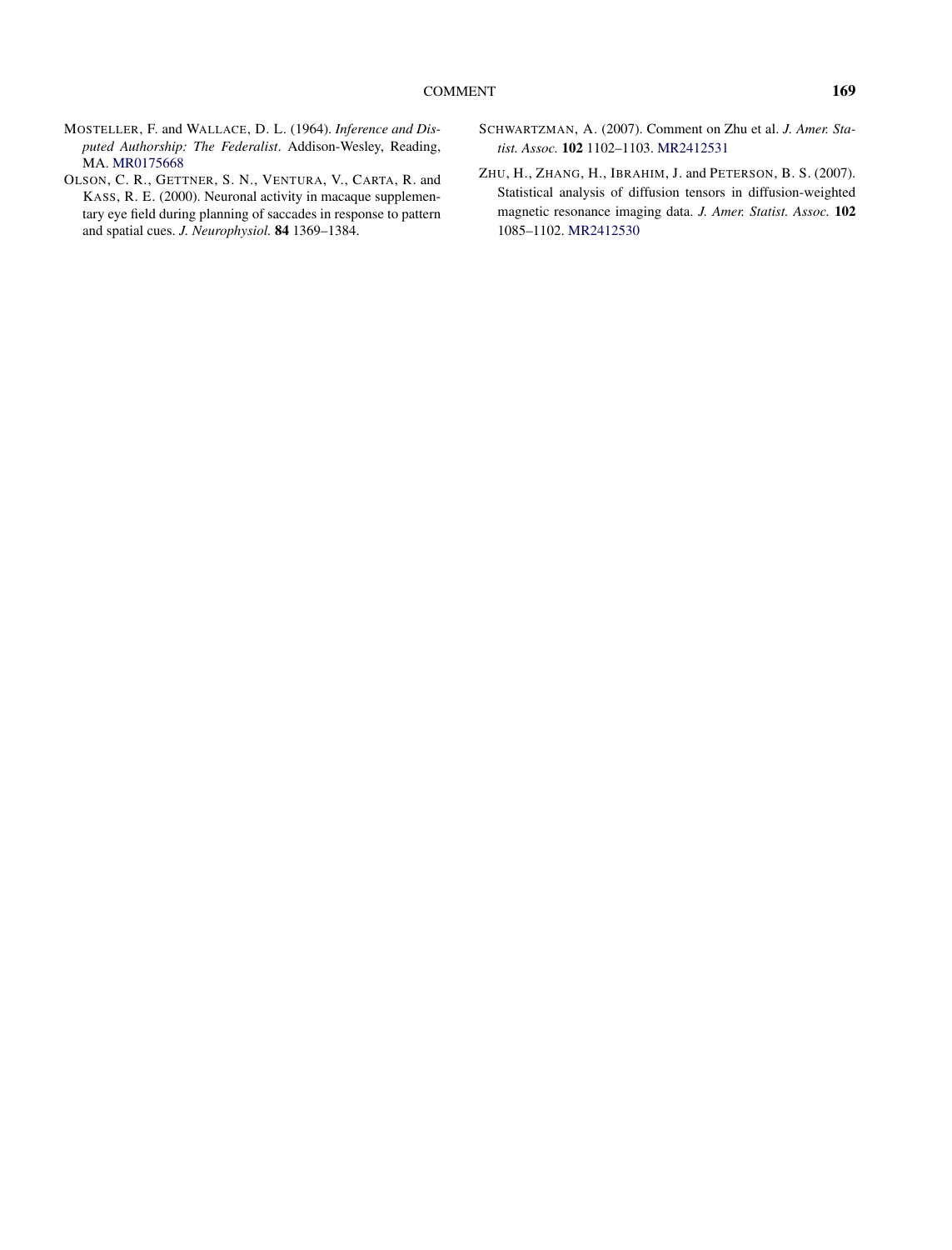MOSTELLER, F. and WALLACE, D. L. (1964). *Inference and Disputed Authorship: The Federalist*. Addison-Wesley, Reading, MA. MR0175668

OLSON, C. R., GETTNER, S. N., VENTURA, V., CARTA, R. and KASS, R. E. (2000). Neuronal activity in macaque supplementary eye field during planning of saccades in response to pattern and spatial cues. *J. Neurophysiol.* **84** 1369–1384.

SCHWARTZMAN, A. (2007). Comment on Zhu et al. *J. Amer. Statist. Assoc.* **102** 1102–1103. MR2412531

ZHU, H., ZHANG, H., IBRAHIM, J. and PETERSON, B. S. (2007). Statistical analysis of diffusion tensors in diffusion-weighted magnetic resonance imaging data. *J. Amer. Statist. Assoc.* **102** 1085–1102. MR2412530